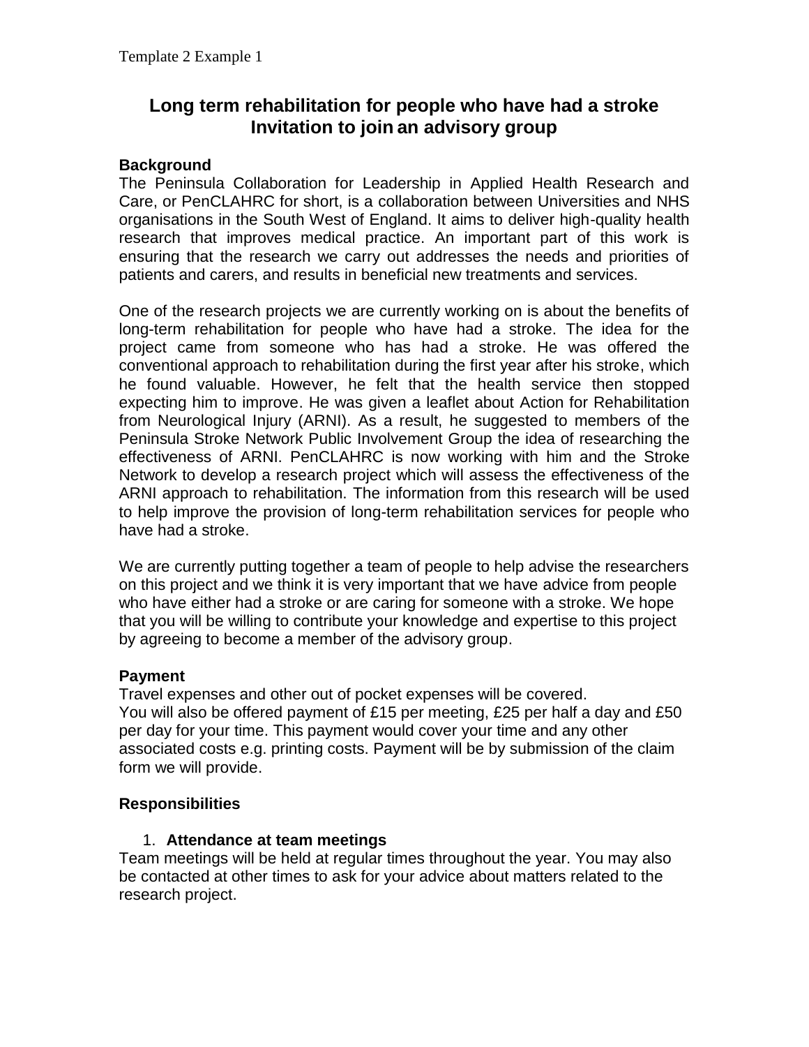Template 2 Example 1

# Long term rehabilitation for people who have had a stroke
# Invitation to join an advisory group

**Background**

The Peninsula Collaboration for Leadership in Applied Health Research and Care, or PenCLAHRC for short, is a collaboration between Universities and NHS organisations in the South West of England. It aims to deliver high-quality health research that improves medical practice. An important part of this work is ensuring that the research we carry out addresses the needs and priorities of patients and carers, and results in beneficial new treatments and services.

One of the research projects we are currently working on is about the benefits of long-term rehabilitation for people who have had a stroke. The idea for the project came from someone who has had a stroke. He was offered the conventional approach to rehabilitation during the first year after his stroke, which he found valuable. However, he felt that the health service then stopped expecting him to improve. He was given a leaflet about Action for Rehabilitation from Neurological Injury (ARNI). As a result, he suggested to members of the Peninsula Stroke Network Public Involvement Group the idea of researching the effectiveness of ARNI. PenCLAHRC is now working with him and the Stroke Network to develop a research project which will assess the effectiveness of the ARNI approach to rehabilitation. The information from this research will be used to help improve the provision of long-term rehabilitation services for people who have had a stroke.

We are currently putting together a team of people to help advise the researchers on this project and we think it is very important that we have advice from people who have either had a stroke or are caring for someone with a stroke. We hope that you will be willing to contribute your knowledge and expertise to this project by agreeing to become a member of the advisory group.

**Payment**

Travel expenses and other out of pocket expenses will be covered.
You will also be offered payment of £15 per meeting, £25 per half a day and £50 per day for your time. This payment would cover your time and any other associated costs e.g. printing costs. Payment will be by submission of the claim form we will provide.

**Responsibilities**

1. **Attendance at team meetings**

Team meetings will be held at regular times throughout the year. You may also be contacted at other times to ask for your advice about matters related to the research project.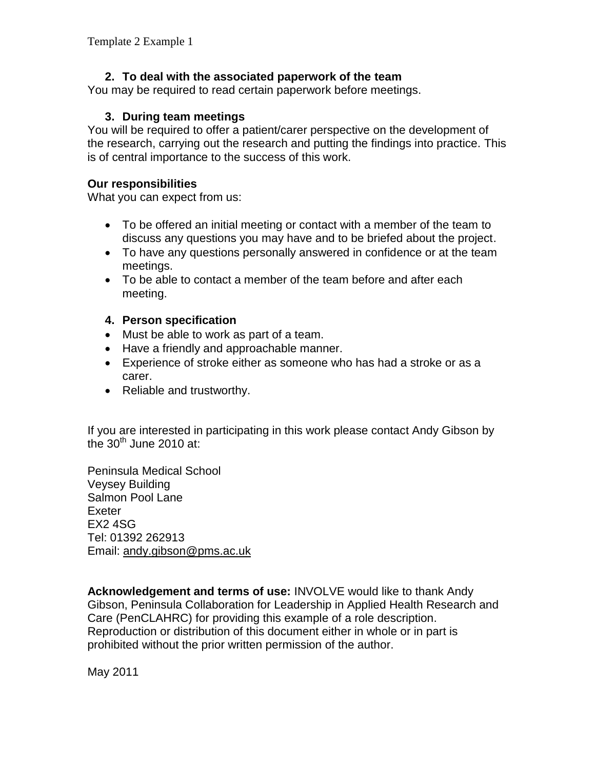2. **To deal with the associated paperwork of the team**

You may be required to read certain paperwork before meetings.

3. **During team meetings**

You will be required to offer a patient/carer perspective on the development of the research, carrying out the research and putting the findings into practice. This is of central importance to the success of this work.

**Our responsibilities**

What you can expect from us:

- To be offered an initial meeting or contact with a member of the team to discuss any questions you may have and to be briefed about the project.
- To have any questions personally answered in confidence or at the team meetings.
- To be able to contact a member of the team before and after each meeting.

4. **Person specification**

- Must be able to work as part of a team.
- Have a friendly and approachable manner.
- Experience of stroke either as someone who has had a stroke or as a carer.
- Reliable and trustworthy.

If you are interested in participating in this work please contact Andy Gibson by the 30th June 2010 at:

Peninsula Medical School
Veysey Building
Salmon Pool Lane
Exeter
EX2 4SG
Tel: 01392 262913
Email: andy.gibson@pms.ac.uk

**Acknowledgement and terms of use:** INVOLVE would like to thank Andy Gibson, Peninsula Collaboration for Leadership in Applied Health Research and Care (PenCLAHRC) for providing this example of a role description. Reproduction or distribution of this document either in whole or in part is prohibited without the prior written permission of the author.

May 2011